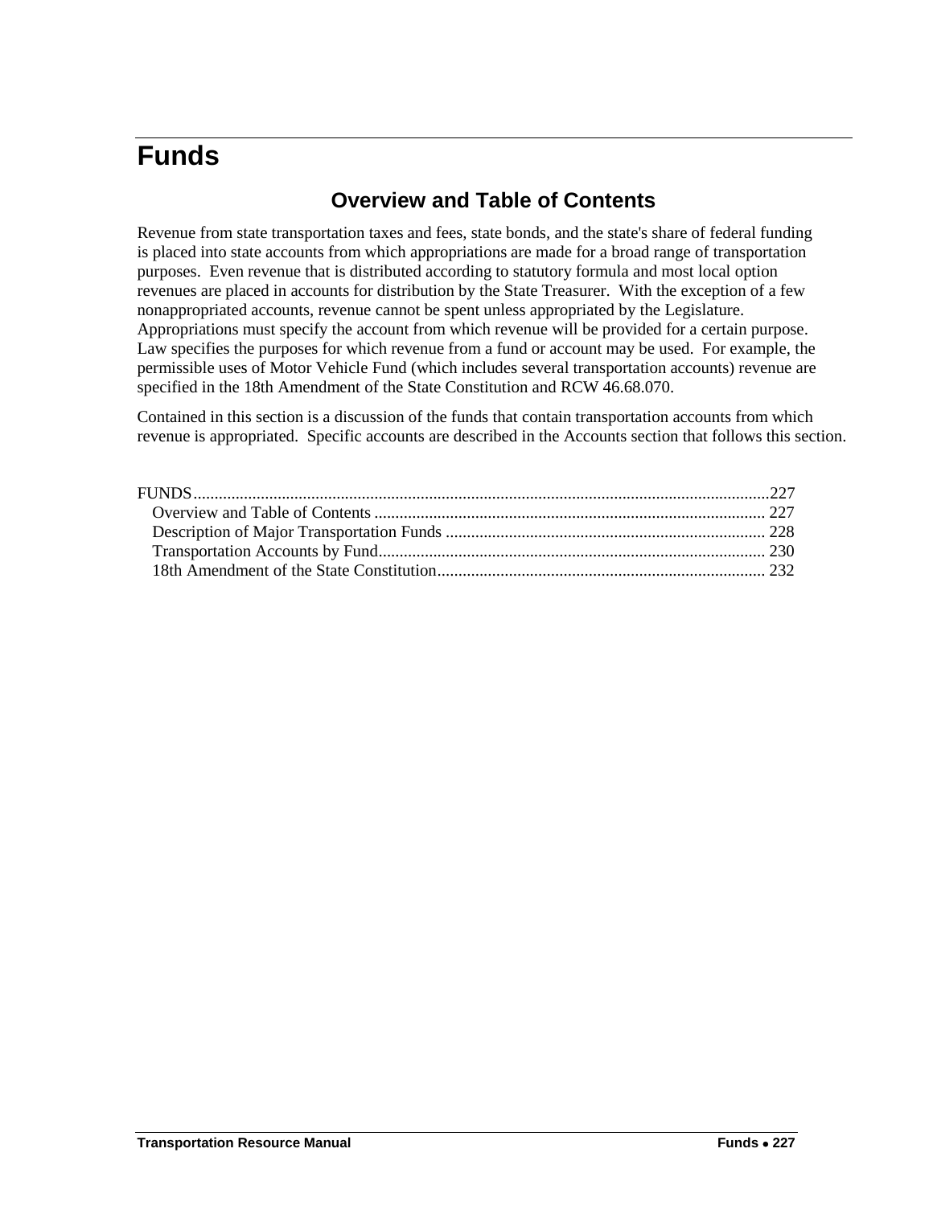# Funds

## Overview and Table of Contents

Revenue from state transportation taxes and fees, state bonds, and the state's share of federal funding is placed into state accounts from which appropriations are made for a broad range of transportation purposes. Even revenue that is distributed according to statutory formula and most local option revenues are placed in accounts for distribution by the State Treasurer. With the exception of a few nonappropriated accounts, revenue cannot be spent unless appropriated by the Legislature. Appropriations must specify the account from which revenue will be provided for a certain purpose. Law specifies the purposes for which revenue from a fund or account may be used. For example, the permissible uses of Motor Vehicle Fund (which includes several transportation accounts) revenue are specified in the 18th Amendment of the State Constitution and RCW 46.68.070.

Contained in this section is a discussion of the funds that contain transportation accounts from which revenue is appropriated. Specific accounts are described in the Accounts section that follows this section.

FUNDS....................227
- Overview and Table of Contents .................... 227
- Description of Major Transportation Funds .................... 228
- Transportation Accounts by Fund.................... 230
- 18th Amendment of the State Constitution.................... 232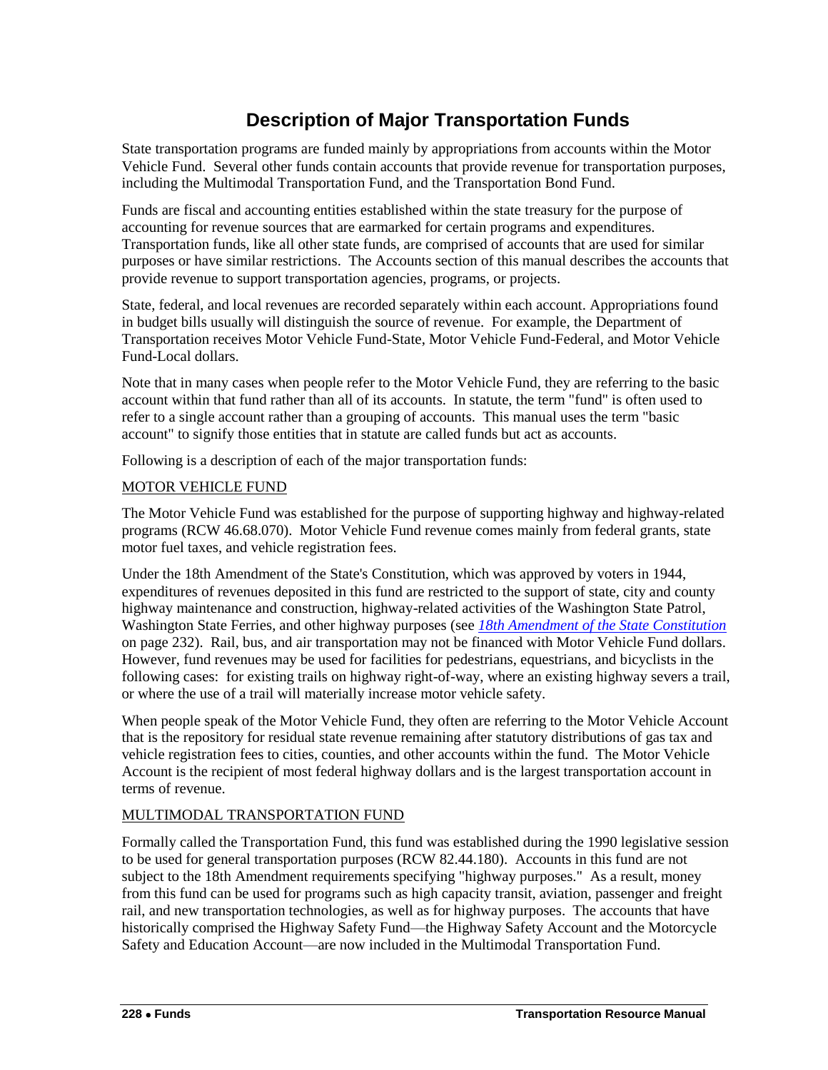# Description of Major Transportation Funds

State transportation programs are funded mainly by appropriations from accounts within the Motor Vehicle Fund. Several other funds contain accounts that provide revenue for transportation purposes, including the Multimodal Transportation Fund, and the Transportation Bond Fund.

Funds are fiscal and accounting entities established within the state treasury for the purpose of accounting for revenue sources that are earmarked for certain programs and expenditures. Transportation funds, like all other state funds, are comprised of accounts that are used for similar purposes or have similar restrictions. The Accounts section of this manual describes the accounts that provide revenue to support transportation agencies, programs, or projects.

State, federal, and local revenues are recorded separately within each account. Appropriations found in budget bills usually will distinguish the source of revenue. For example, the Department of Transportation receives Motor Vehicle Fund-State, Motor Vehicle Fund-Federal, and Motor Vehicle Fund-Local dollars.

Note that in many cases when people refer to the Motor Vehicle Fund, they are referring to the basic account within that fund rather than all of its accounts. In statute, the term "fund" is often used to refer to a single account rather than a grouping of accounts. This manual uses the term "basic account" to signify those entities that in statute are called funds but act as accounts.

Following is a description of each of the major transportation funds:

## MOTOR VEHICLE FUND

The Motor Vehicle Fund was established for the purpose of supporting highway and highway-related programs (RCW 46.68.070). Motor Vehicle Fund revenue comes mainly from federal grants, state motor fuel taxes, and vehicle registration fees.

Under the 18th Amendment of the State's Constitution, which was approved by voters in 1944, expenditures of revenues deposited in this fund are restricted to the support of state, city and county highway maintenance and construction, highway-related activities of the Washington State Patrol, Washington State Ferries, and other highway purposes (see *18th Amendment of the State Constitution* on page 232). Rail, bus, and air transportation may not be financed with Motor Vehicle Fund dollars. However, fund revenues may be used for facilities for pedestrians, equestrians, and bicyclists in the following cases: for existing trails on highway right-of-way, where an existing highway severs a trail, or where the use of a trail will materially increase motor vehicle safety.

When people speak of the Motor Vehicle Fund, they often are referring to the Motor Vehicle Account that is the repository for residual state revenue remaining after statutory distributions of gas tax and vehicle registration fees to cities, counties, and other accounts within the fund. The Motor Vehicle Account is the recipient of most federal highway dollars and is the largest transportation account in terms of revenue.

## MULTIMODAL TRANSPORTATION FUND

Formally called the Transportation Fund, this fund was established during the 1990 legislative session to be used for general transportation purposes (RCW 82.44.180). Accounts in this fund are not subject to the 18th Amendment requirements specifying "highway purposes." As a result, money from this fund can be used for programs such as high capacity transit, aviation, passenger and freight rail, and new transportation technologies, as well as for highway purposes. The accounts that have historically comprised the Highway Safety Fund—the Highway Safety Account and the Motorcycle Safety and Education Account—are now included in the Multimodal Transportation Fund.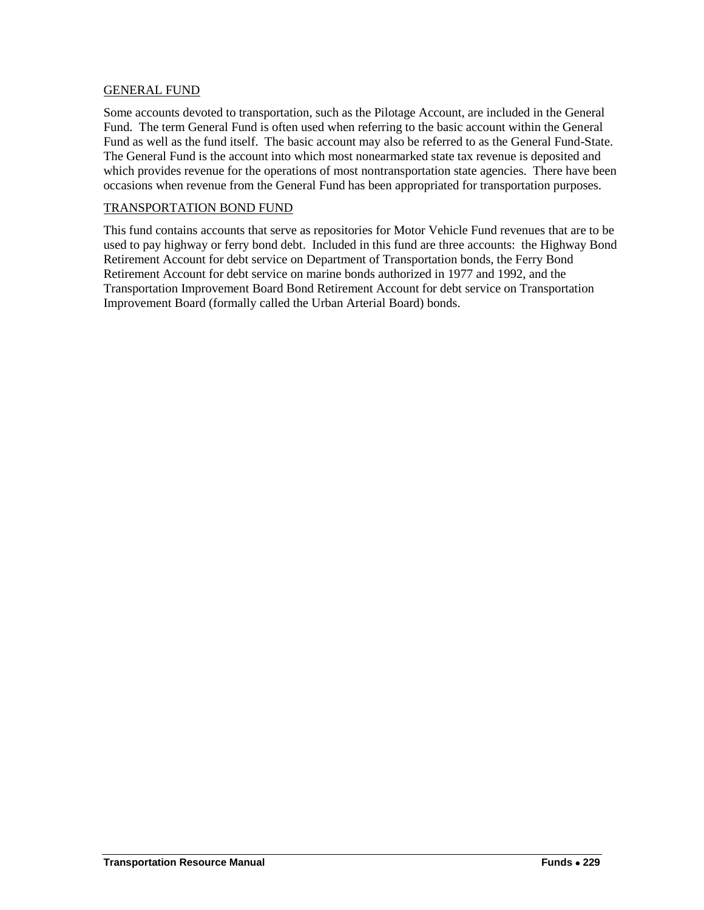## GENERAL FUND

Some accounts devoted to transportation, such as the Pilotage Account, are included in the General Fund. The term General Fund is often used when referring to the basic account within the General Fund as well as the fund itself. The basic account may also be referred to as the General Fund-State. The General Fund is the account into which most nonearmarked state tax revenue is deposited and which provides revenue for the operations of most nontransportation state agencies. There have been occasions when revenue from the General Fund has been appropriated for transportation purposes.

## TRANSPORTATION BOND FUND

This fund contains accounts that serve as repositories for Motor Vehicle Fund revenues that are to be used to pay highway or ferry bond debt. Included in this fund are three accounts: the Highway Bond Retirement Account for debt service on Department of Transportation bonds, the Ferry Bond Retirement Account for debt service on marine bonds authorized in 1977 and 1992, and the Transportation Improvement Board Bond Retirement Account for debt service on Transportation Improvement Board (formally called the Urban Arterial Board) bonds.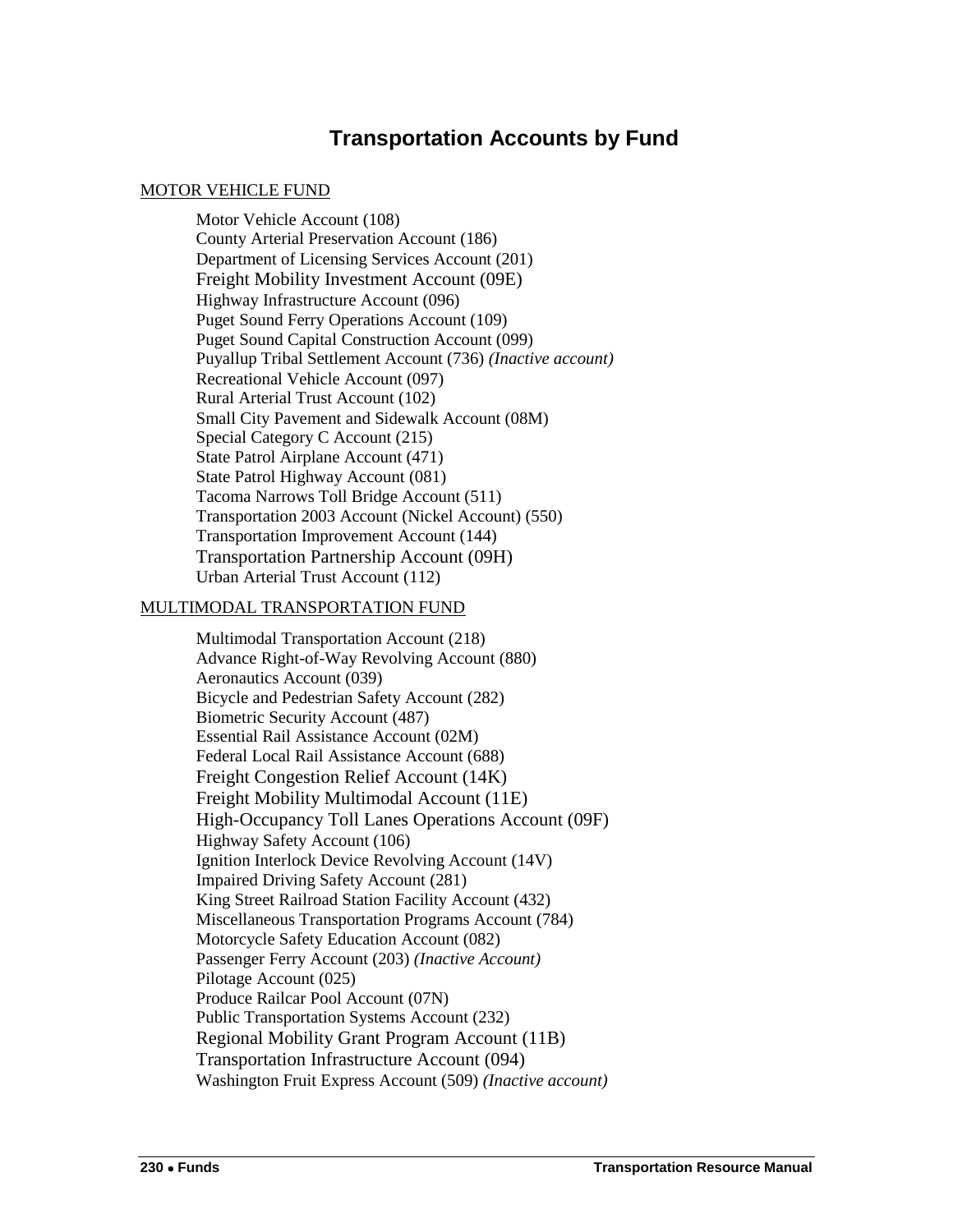# Transportation Accounts by Fund

MOTOR VEHICLE FUND

- Motor Vehicle Account (108)
- County Arterial Preservation Account (186)
- Department of Licensing Services Account (201)
- Freight Mobility Investment Account (09E)
- Highway Infrastructure Account (096)
- Puget Sound Ferry Operations Account (109)
- Puget Sound Capital Construction Account (099)
- Puyallup Tribal Settlement Account (736) *(Inactive account)*
- Recreational Vehicle Account (097)
- Rural Arterial Trust Account (102)
- Small City Pavement and Sidewalk Account (08M)
- Special Category C Account (215)
- State Patrol Airplane Account (471)
- State Patrol Highway Account (081)
- Tacoma Narrows Toll Bridge Account (511)
- Transportation 2003 Account (Nickel Account) (550)
- Transportation Improvement Account (144)
- Transportation Partnership Account (09H)
- Urban Arterial Trust Account (112)

MULTIMODAL TRANSPORTATION FUND

- Multimodal Transportation Account (218)
- Advance Right-of-Way Revolving Account (880)
- Aeronautics Account (039)
- Bicycle and Pedestrian Safety Account (282)
- Biometric Security Account (487)
- Essential Rail Assistance Account (02M)
- Federal Local Rail Assistance Account (688)
- Freight Congestion Relief Account (14K)
- Freight Mobility Multimodal Account (11E)
- High-Occupancy Toll Lanes Operations Account (09F)
- Highway Safety Account (106)
- Ignition Interlock Device Revolving Account (14V)
- Impaired Driving Safety Account (281)
- King Street Railroad Station Facility Account (432)
- Miscellaneous Transportation Programs Account (784)
- Motorcycle Safety Education Account (082)
- Passenger Ferry Account (203) *(Inactive Account)*
- Pilotage Account (025)
- Produce Railcar Pool Account (07N)
- Public Transportation Systems Account (232)
- Regional Mobility Grant Program Account (11B)
- Transportation Infrastructure Account (094)
- Washington Fruit Express Account (509) *(Inactive account)*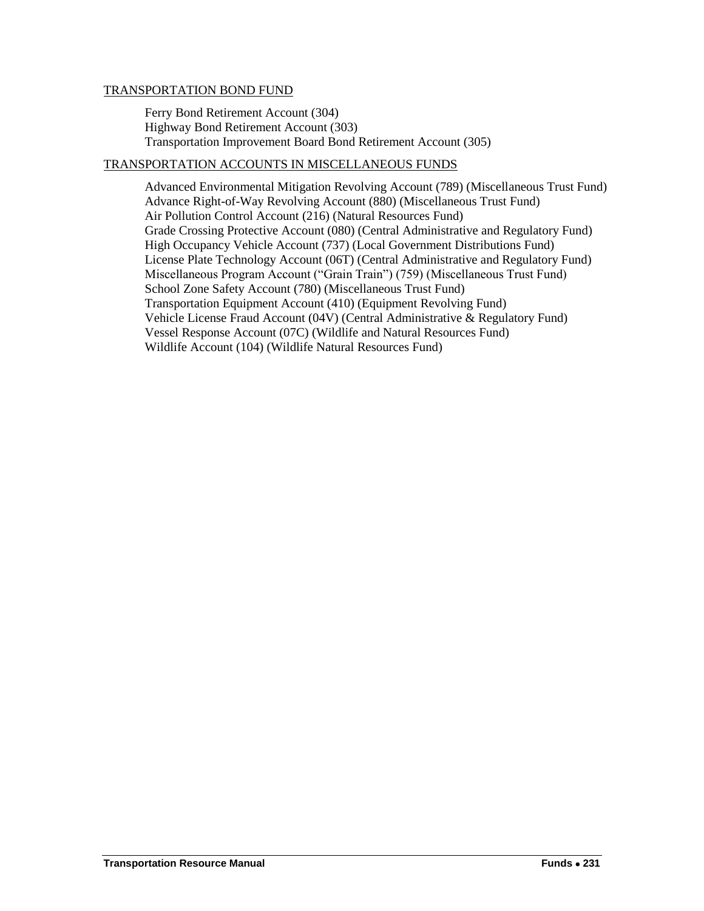## TRANSPORTATION BOND FUND

Ferry Bond Retirement Account (304)
Highway Bond Retirement Account (303)
Transportation Improvement Board Bond Retirement Account (305)

## TRANSPORTATION ACCOUNTS IN MISCELLANEOUS FUNDS

Advanced Environmental Mitigation Revolving Account (789) (Miscellaneous Trust Fund)
Advance Right-of-Way Revolving Account (880) (Miscellaneous Trust Fund)
Air Pollution Control Account (216) (Natural Resources Fund)
Grade Crossing Protective Account (080) (Central Administrative and Regulatory Fund)
High Occupancy Vehicle Account (737) (Local Government Distributions Fund)
License Plate Technology Account (06T) (Central Administrative and Regulatory Fund)
Miscellaneous Program Account ("Grain Train") (759) (Miscellaneous Trust Fund)
School Zone Safety Account (780) (Miscellaneous Trust Fund)
Transportation Equipment Account (410) (Equipment Revolving Fund)
Vehicle License Fraud Account (04V) (Central Administrative & Regulatory Fund)
Vessel Response Account (07C) (Wildlife and Natural Resources Fund)
Wildlife Account (104) (Wildlife Natural Resources Fund)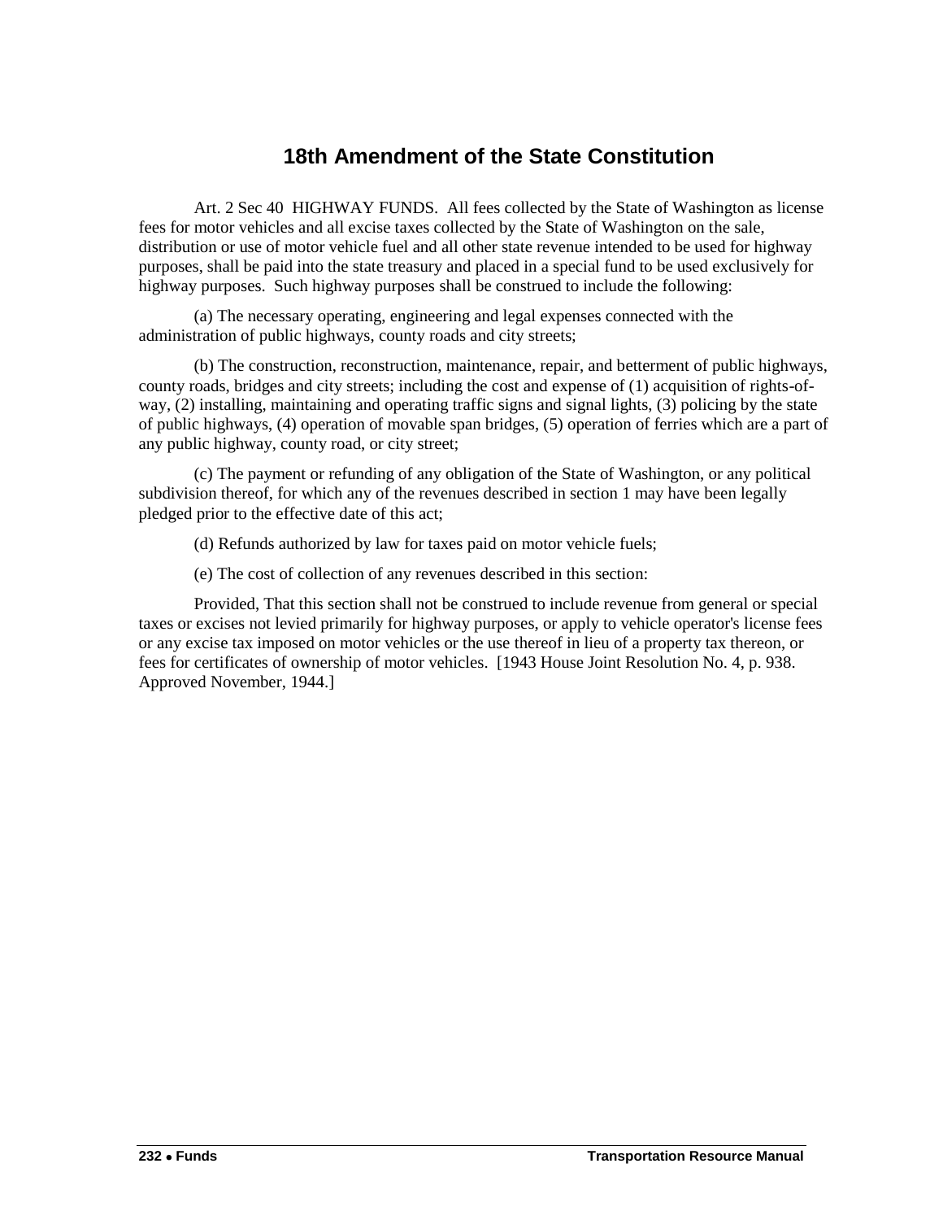# 18th Amendment of the State Constitution

Art. 2 Sec 40 HIGHWAY FUNDS. All fees collected by the State of Washington as license fees for motor vehicles and all excise taxes collected by the State of Washington on the sale, distribution or use of motor vehicle fuel and all other state revenue intended to be used for highway purposes, shall be paid into the state treasury and placed in a special fund to be used exclusively for highway purposes. Such highway purposes shall be construed to include the following:

(a) The necessary operating, engineering and legal expenses connected with the administration of public highways, county roads and city streets;

(b) The construction, reconstruction, maintenance, repair, and betterment of public highways, county roads, bridges and city streets; including the cost and expense of (1) acquisition of rights-of-way, (2) installing, maintaining and operating traffic signs and signal lights, (3) policing by the state of public highways, (4) operation of movable span bridges, (5) operation of ferries which are a part of any public highway, county road, or city street;

(c) The payment or refunding of any obligation of the State of Washington, or any political subdivision thereof, for which any of the revenues described in section 1 may have been legally pledged prior to the effective date of this act;

(d) Refunds authorized by law for taxes paid on motor vehicle fuels;

(e) The cost of collection of any revenues described in this section:

Provided, That this section shall not be construed to include revenue from general or special taxes or excises not levied primarily for highway purposes, or apply to vehicle operator's license fees or any excise tax imposed on motor vehicles or the use thereof in lieu of a property tax thereon, or fees for certificates of ownership of motor vehicles. [1943 House Joint Resolution No. 4, p. 938. Approved November, 1944.]